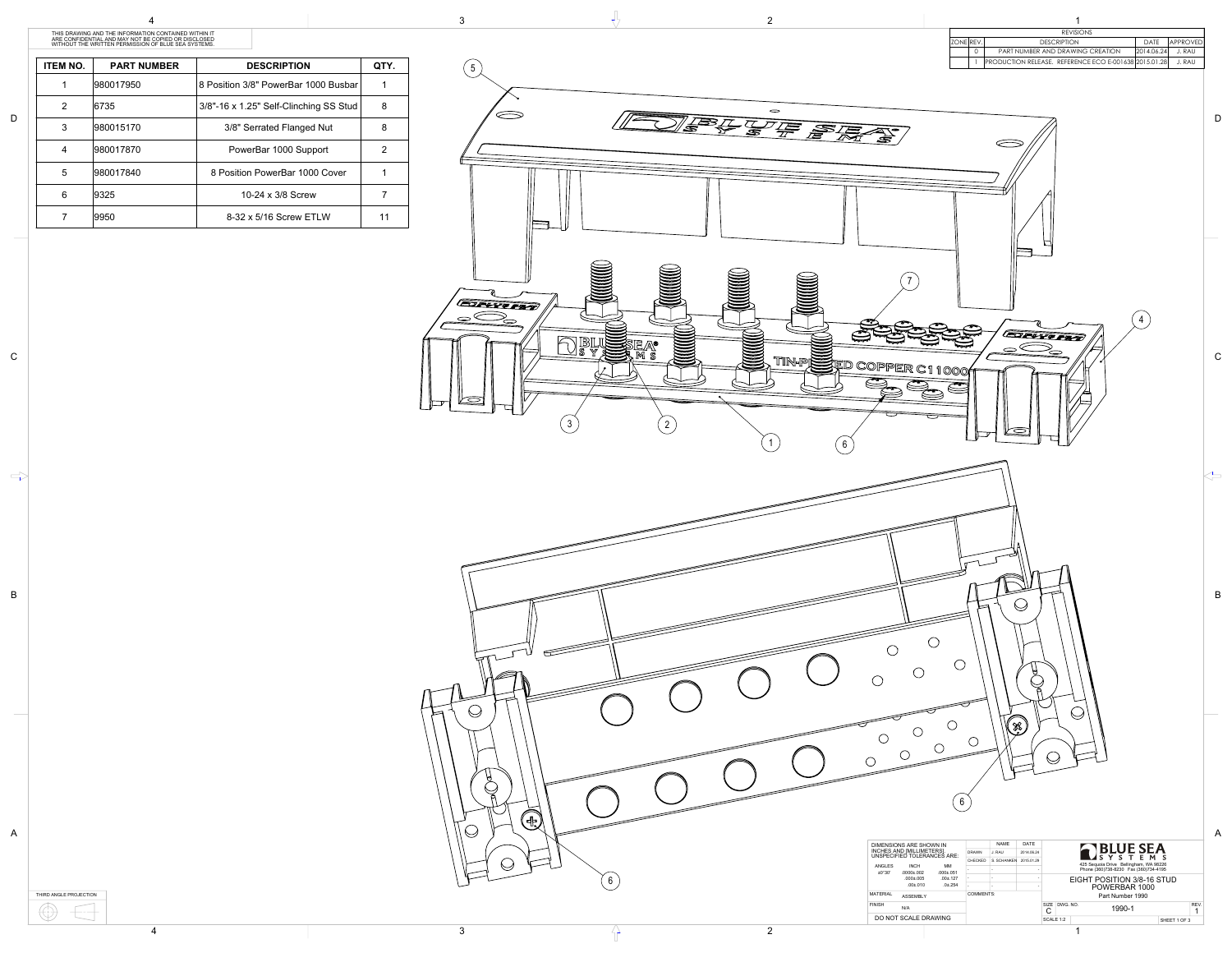THIS DRAWING AND THE INFORMATION CONTAINED WITHIN IT ARE CONFIDENTIAL AND MAY NOT BE COPIED OR DISCLOSED WITHOUT THE WRITTEN PERMISSION OF BLUE SEA SYSTEMS.

| ITEM NO. | PART NUMBER | DESCRIPTION | QTY. |
|---|---|---|---|
| 1 | 980017950 | 8 Position 3/8" PowerBar 1000 Busbar | 1 |
| 2 | 6735 | 3/8"-16 x 1.25" Self-Clinching SS Stud | 8 |
| 3 | 980015170 | 3/8" Serrated Flanged Nut | 8 |
| 4 | 980017870 | PowerBar 1000 Support | 2 |
| 5 | 980017840 | 8 Position PowerBar 1000 Cover | 1 |
| 6 | 9325 | 10-24 x 3/8 Screw | 7 |
| 7 | 9950 | 8-32 x 5/16 Screw ETLW | 11 |

| REVISIONS | | | | |
|---|---|---|---|---|
| ZONE | REV. | DESCRIPTION | DATE | APPROVED |
| | 0 | PART NUMBER AND DRAWING CREATION | 2014.06.24 | J. RAU |
| | 1 | PRODUCTION RELEASE. REFERENCE ECO E-001638 | 2015.01.28 | J. RAU |

TIN-PLATED COPPER C11000

DIMENSIONS ARE SHOWN IN INCHES AND [MILLIMETERS]
UNSPECIFIED TOLERANCES ARE:

| ANGLES | INCH | MM |
|---|---|---|
| ±0°30' | .000±.002 | .00±.051 |
| | .000±.005 | .00±.127 |
| | .00±.010 | .0±.254 |

| | NAME | DATE |
|---|---|---|
| DRAWN | J. RAU | 2014.06.24 |
| CHECKED | S. SCHANKEN | 2015.01.28 |

MATERIAL: ASSEMBLY

FINISH: N/A

DO NOT SCALE DRAWING

COMMENTS:

THIRD ANGLE PROJECTION

BLUE SEA SYSTEMS
425 Sequoia Drive Bellingham, WA 98226
Phone (360)738-8230 Fax (360)734-4195

EIGHT POSITION 3/8-16 STUD
POWERBAR 1000
Part Number 1990

SIZE: C | DWG. NO.: 1990-1 | REV. 1

SCALE 1:2 | SHEET 1 OF 3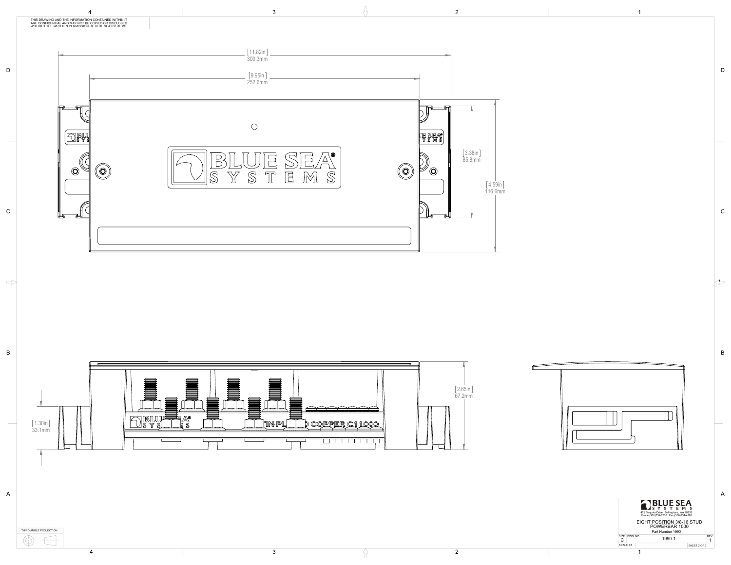THIS DRAWING AND THE INFORMATION CONTAINED WITHIN IT ARE CONFIDENTIAL AND MAY NOT BE COPIED OR DISCLOSED WITHOUT THE WRITTEN PERMISSION OF BLUE SEA SYSTEMS.

[11.82in] 300.3mm

[9.95in] 252.6mm

[3.38in] 85.8mm

[4.59in] 116.6mm

[2.65in] 67.2mm

[1.30in] 33.1mm

TIN-PLATED COPPER C11000

THIRD ANGLE PROJECTION

**BLUE SEA SYSTEMS**

425 Sequoia Drive Bellingham, WA 98226
Phone (360)738-8230 Fax (360)734-4195

EIGHT POSITION 3/8-16 STUD POWERBAR 1000

Part Number 1990

| SIZE | DWG. NO. | REV. |
|---|---|---|
| C | 1990-1 | 1 |
| SCALE 1:1 | | SHEET 2 OF 3 |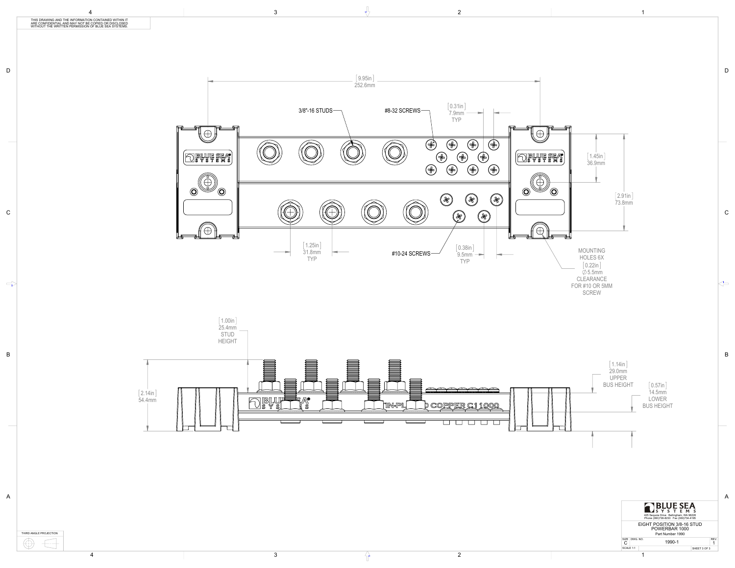THIS DRAWING AND THE INFORMATION CONTAINED WITHIN IT ARE CONFIDENTIAL AND MAY NOT BE COPIED OR DISCLOSED WITHOUT THE WRITTEN PERMISSION OF BLUE SEA SYSTEMS.

[9.95in] 252.6mm

3/8"-16 STUDS

#8-32 SCREWS

[0.31in] 7.9mm TYP

[1.45in] 36.9mm

[2.91in] 73.8mm

[1.25in] 31.8mm TYP

#10-24 SCREWS

[0.38in] 9.5mm TYP

MOUNTING HOLES 6X [0.22in] ∅5.5mm CLEARANCE FOR #10 OR 5MM SCREW

[1.00in] 25.4mm STUD HEIGHT

[2.14in] 54.4mm

[1.14in] 29.0mm UPPER BUS HEIGHT

[0.57in] 14.5mm LOWER BUS HEIGHT

TIN-PLATED COPPER C11000

THIRD ANGLE PROJECTION

BLUE SEA SYSTEMS
425 Sequoia Drive Bellingham, WA 98226
Phone (360)738-8230 Fax (360)734-4195

EIGHT POSITION 3/8-16 STUD POWERBAR 1000
Part Number 1990

| SIZE | DWG. NO. | REV. |
|---|---|---|
| C | 1990-1 | 1 |
| SCALE 1:1 | | SHEET 3 OF 3 |